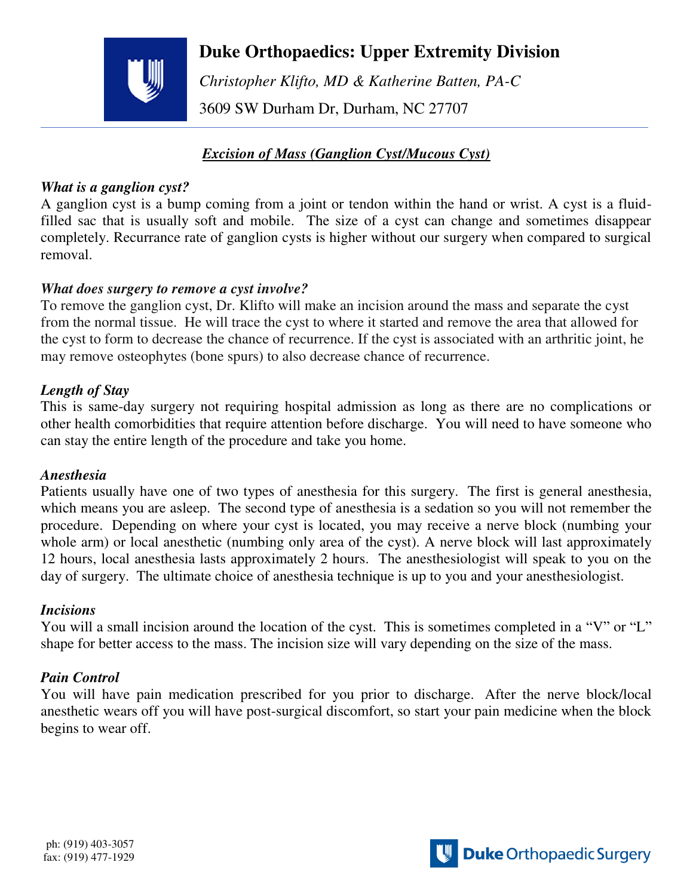# Duke Orthopaedics: Upper Extremity Division

*Christopher Klifto, MD & Katherine Batten, PA-C*

3609 SW Durham Dr, Durham, NC 27707

---

## ***Excision of Mass (Ganglion Cyst/Mucous Cyst)***

### *What is a ganglion cyst?*

A ganglion cyst is a bump coming from a joint or tendon within the hand or wrist. A cyst is a fluid-filled sac that is usually soft and mobile. The size of a cyst can change and sometimes disappear completely. Recurrance rate of ganglion cysts is higher without our surgery when compared to surgical removal.

### *What does surgery to remove a cyst involve?*

To remove the ganglion cyst, Dr. Klifto will make an incision around the mass and separate the cyst from the normal tissue. He will trace the cyst to where it started and remove the area that allowed for the cyst to form to decrease the chance of recurrence. If the cyst is associated with an arthritic joint, he may remove osteophytes (bone spurs) to also decrease chance of recurrence.

### *Length of Stay*

This is same-day surgery not requiring hospital admission as long as there are no complications or other health comorbidities that require attention before discharge. You will need to have someone who can stay the entire length of the procedure and take you home.

### *Anesthesia*

Patients usually have one of two types of anesthesia for this surgery. The first is general anesthesia, which means you are asleep. The second type of anesthesia is a sedation so you will not remember the procedure. Depending on where your cyst is located, you may receive a nerve block (numbing your whole arm) or local anesthetic (numbing only area of the cyst). A nerve block will last approximately 12 hours, local anesthesia lasts approximately 2 hours. The anesthesiologist will speak to you on the day of surgery. The ultimate choice of anesthesia technique is up to you and your anesthesiologist.

### *Incisions*

You will a small incision around the location of the cyst. This is sometimes completed in a "V" or "L" shape for better access to the mass. The incision size will vary depending on the size of the mass.

### *Pain Control*

You will have pain medication prescribed for you prior to discharge. After the nerve block/local anesthetic wears off you will have post-surgical discomfort, so start your pain medicine when the block begins to wear off.

ph: (919) 403-3057
fax: (919) 477-1929

Duke Orthopaedic Surgery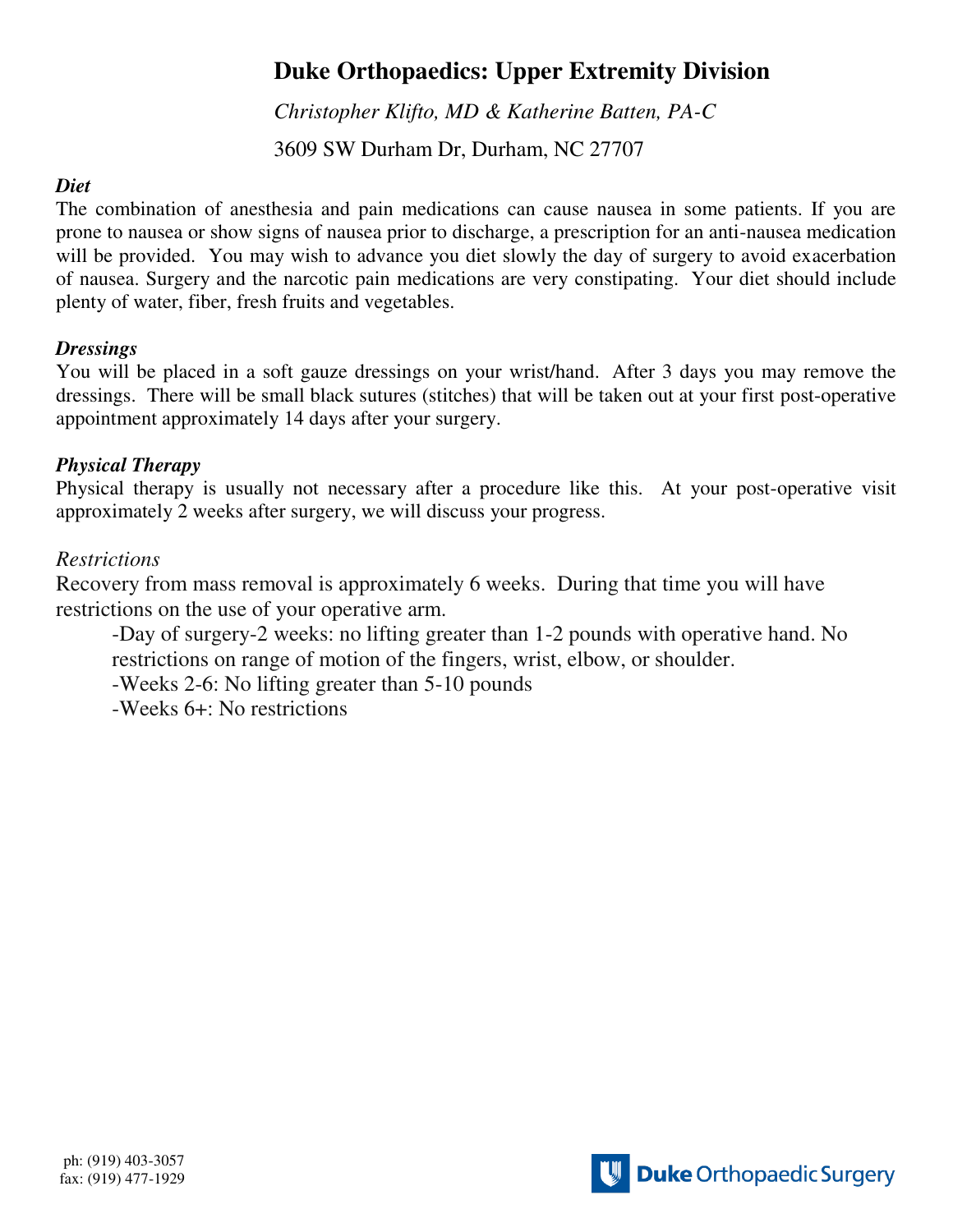# Duke Orthopaedics: Upper Extremity Division

*Christopher Klifto, MD & Katherine Batten, PA-C*

3609 SW Durham Dr, Durham, NC 27707

***Diet***

The combination of anesthesia and pain medications can cause nausea in some patients. If you are prone to nausea or show signs of nausea prior to discharge, a prescription for an anti-nausea medication will be provided. You may wish to advance you diet slowly the day of surgery to avoid exacerbation of nausea. Surgery and the narcotic pain medications are very constipating. Your diet should include plenty of water, fiber, fresh fruits and vegetables.

***Dressings***

You will be placed in a soft gauze dressings on your wrist/hand. After 3 days you may remove the dressings. There will be small black sutures (stitches) that will be taken out at your first post-operative appointment approximately 14 days after your surgery.

***Physical Therapy***

Physical therapy is usually not necessary after a procedure like this. At your post-operative visit approximately 2 weeks after surgery, we will discuss your progress.

*Restrictions*

Recovery from mass removal is approximately 6 weeks. During that time you will have restrictions on the use of your operative arm.

-Day of surgery-2 weeks: no lifting greater than 1-2 pounds with operative hand. No restrictions on range of motion of the fingers, wrist, elbow, or shoulder.

-Weeks 2-6: No lifting greater than 5-10 pounds

-Weeks 6+: No restrictions

ph: (919) 403-3057
fax: (919) 477-1929

Duke Orthopaedic Surgery